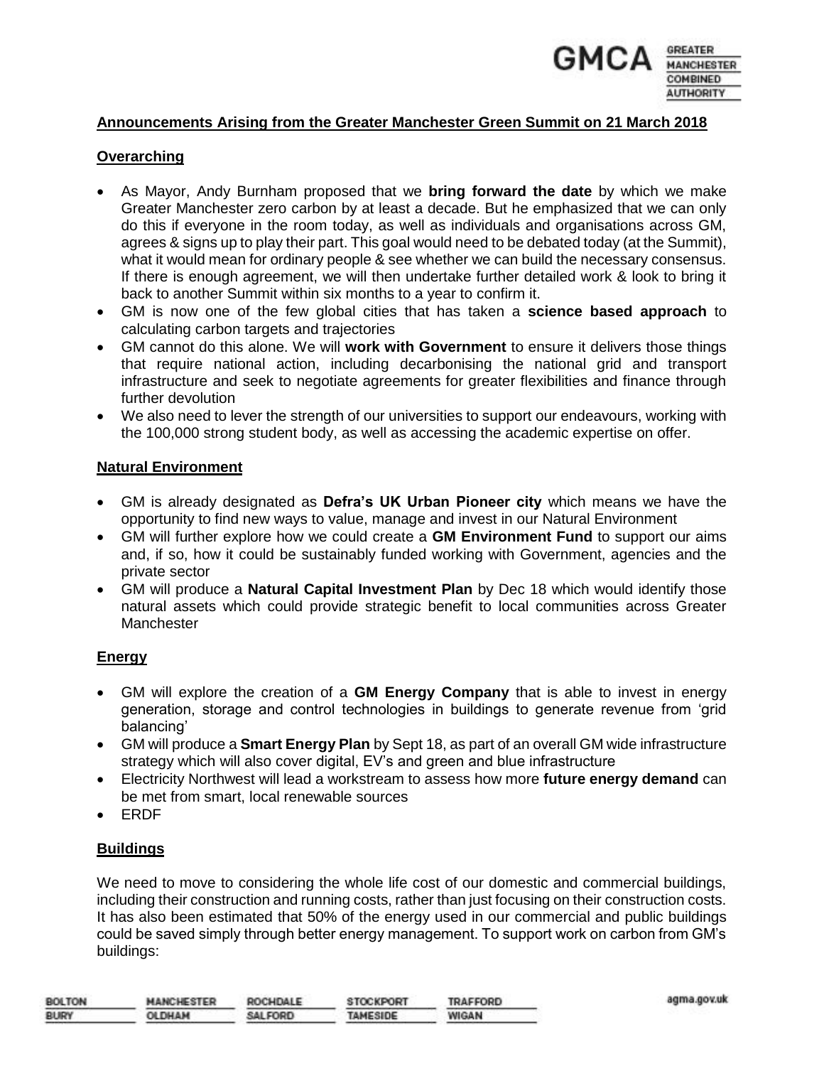## Announcements Arising from the Greater Manchester Green Summit on 21 March 2018

### Overarching

- As Mayor, Andy Burnham proposed that we **bring forward the date** by which we make Greater Manchester zero carbon by at least a decade. But he emphasized that we can only do this if everyone in the room today, as well as individuals and organisations across GM, agrees & signs up to play their part. This goal would need to be debated today (at the Summit), what it would mean for ordinary people & see whether we can build the necessary consensus. If there is enough agreement, we will then undertake further detailed work & look to bring it back to another Summit within six months to a year to confirm it.
- GM is now one of the few global cities that has taken a **science based approach** to calculating carbon targets and trajectories
- GM cannot do this alone. We will **work with Government** to ensure it delivers those things that require national action, including decarbonising the national grid and transport infrastructure and seek to negotiate agreements for greater flexibilities and finance through further devolution
- We also need to lever the strength of our universities to support our endeavours, working with the 100,000 strong student body, as well as accessing the academic expertise on offer.

### Natural Environment

- GM is already designated as **Defra's UK Urban Pioneer city** which means we have the opportunity to find new ways to value, manage and invest in our Natural Environment
- GM will further explore how we could create a **GM Environment Fund** to support our aims and, if so, how it could be sustainably funded working with Government, agencies and the private sector
- GM will produce a **Natural Capital Investment Plan** by Dec 18 which would identify those natural assets which could provide strategic benefit to local communities across Greater Manchester

### Energy

- GM will explore the creation of a **GM Energy Company** that is able to invest in energy generation, storage and control technologies in buildings to generate revenue from 'grid balancing'
- GM will produce a **Smart Energy Plan** by Sept 18, as part of an overall GM wide infrastructure strategy which will also cover digital, EV's and green and blue infrastructure
- Electricity Northwest will lead a workstream to assess how more **future energy demand** can be met from smart, local renewable sources
- ERDF

### Buildings

We need to move to considering the whole life cost of our domestic and commercial buildings, including their construction and running costs, rather than just focusing on their construction costs. It has also been estimated that 50% of the energy used in our commercial and public buildings could be saved simply through better energy management. To support work on carbon from GM's buildings: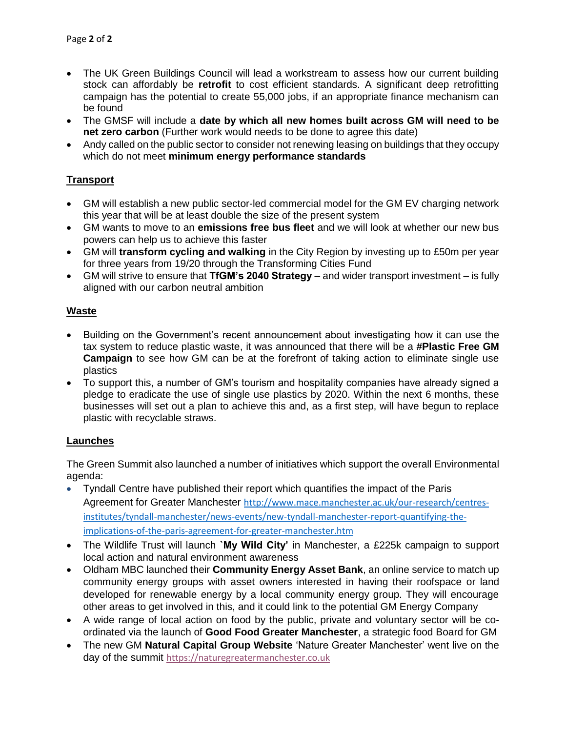- The UK Green Buildings Council will lead a workstream to assess how our current building stock can affordably be **retrofit** to cost efficient standards. A significant deep retrofitting campaign has the potential to create 55,000 jobs, if an appropriate finance mechanism can be found
- The GMSF will include a **date by which all new homes built across GM will need to be net zero carbon** (Further work would needs to be done to agree this date)
- Andy called on the public sector to consider not renewing leasing on buildings that they occupy which do not meet **minimum energy performance standards**

## Transport

- GM will establish a new public sector-led commercial model for the GM EV charging network this year that will be at least double the size of the present system
- GM wants to move to an **emissions free bus fleet** and we will look at whether our new bus powers can help us to achieve this faster
- GM will **transform cycling and walking** in the City Region by investing up to £50m per year for three years from 19/20 through the Transforming Cities Fund
- GM will strive to ensure that **TfGM's 2040 Strategy** – and wider transport investment – is fully aligned with our carbon neutral ambition

## Waste

- Building on the Government's recent announcement about investigating how it can use the tax system to reduce plastic waste, it was announced that there will be a **#Plastic Free GM Campaign** to see how GM can be at the forefront of taking action to eliminate single use plastics
- To support this, a number of GM's tourism and hospitality companies have already signed a pledge to eradicate the use of single use plastics by 2020. Within the next 6 months, these businesses will set out a plan to achieve this and, as a first step, will have begun to replace plastic with recyclable straws.

## Launches

The Green Summit also launched a number of initiatives which support the overall Environmental agenda:

- Tyndall Centre have published their report which quantifies the impact of the Paris Agreement for Greater Manchester http://www.mace.manchester.ac.uk/our-research/centres-institutes/tyndall-manchester/news-events/new-tyndall-manchester-report-quantifying-the-implications-of-the-paris-agreement-for-greater-manchester.htm
- The Wildlife Trust will launch **`My Wild City'** in Manchester, a £225k campaign to support local action and natural environment awareness
- Oldham MBC launched their **Community Energy Asset Bank**, an online service to match up community energy groups with asset owners interested in having their roofspace or land developed for renewable energy by a local community energy group. They will encourage other areas to get involved in this, and it could link to the potential GM Energy Company
- A wide range of local action on food by the public, private and voluntary sector will be co-ordinated via the launch of **Good Food Greater Manchester**, a strategic food Board for GM
- The new GM **Natural Capital Group Website** 'Nature Greater Manchester' went live on the day of the summit https://naturegreatermanchester.co.uk